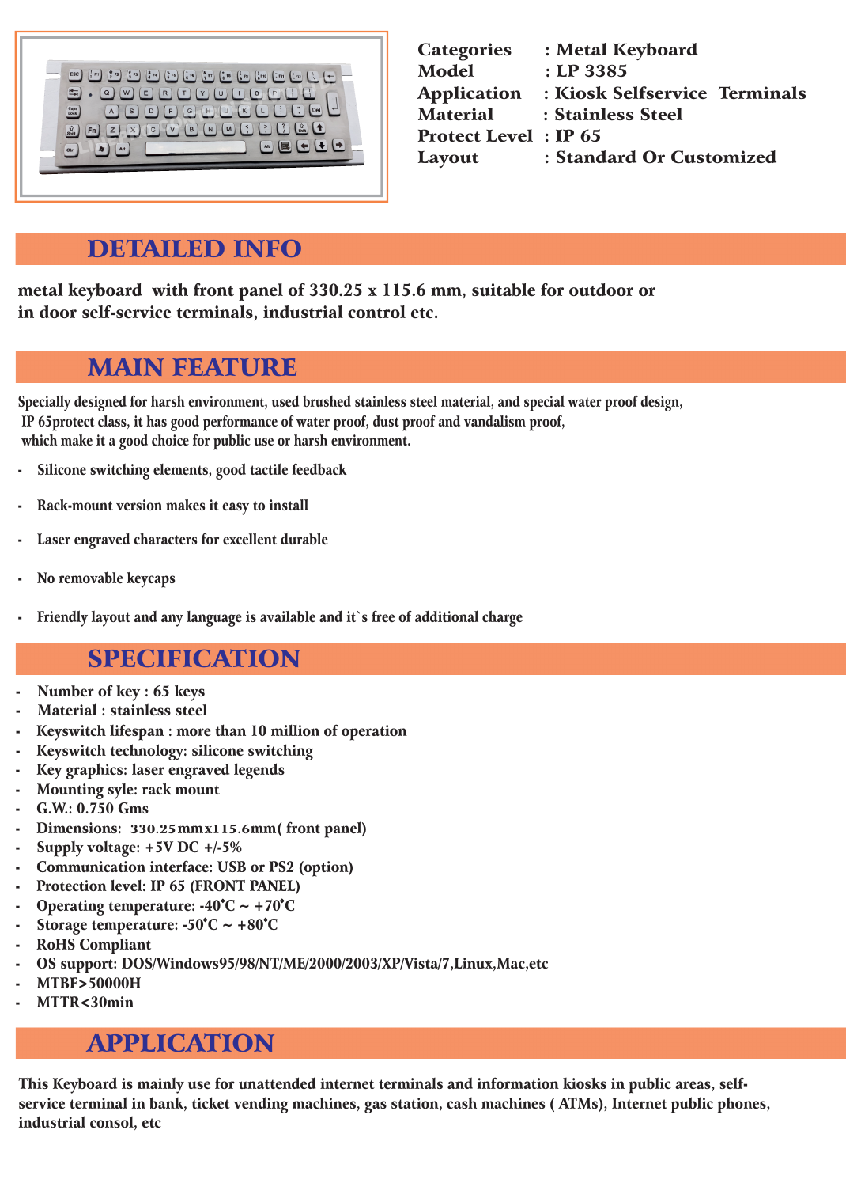| | |
|---|---|
| **Categories** | **: Metal Keyboard** |
| **Model** | **: LP 3385** |
| **Application** | **: Kiosk Selfservice Terminals** |
| **Material** | **: Stainless Steel** |
| **Protect Level** | **: IP 65** |
| **Layout** | **: Standard Or Customized** |

## DETAILED INFO

**metal keyboard with front panel of 330.25 x 115.6 mm, suitable for outdoor or in door self-service terminals, industrial control etc.**

## MAIN FEATURE

Specially designed for harsh environment, used brushed stainless steel material, and special water proof design, IP 65protect class, it has good performance of water proof, dust proof and vandalism proof, which make it a good choice for public use or harsh environment.

- Silicone switching elements, good tactile feedback
- Rack-mount version makes it easy to install
- Laser engraved characters for excellent durable
- No removable keycaps
- Friendly layout and any language is available and it`s free of additional charge

## SPECIFICATION

- Number of key : 65 keys
- Material : stainless steel
- Keyswitch lifespan : more than 10 million of operation
- Keyswitch technology: silicone switching
- Key graphics: laser engraved legends
- Mounting syle: rack mount
- G.W.: 0.750 Gms
- Dimensions: 330.25mmx115.6mm( front panel)
- Supply voltage: +5V DC +/-5%
- Communication interface: USB or PS2 (option)
- Protection level: IP 65 (FRONT PANEL)
- Operating temperature: -40°C ~ +70°C
- Storage temperature: -50°C ~ +80°C
- RoHS Compliant
- OS support: DOS/Windows95/98/NT/ME/2000/2003/XP/Vista/7,Linux,Mac,etc
- MTBF>50000H
- MTTR<30min

## APPLICATION

**This Keyboard is mainly use for unattended internet terminals and information kiosks in public areas, self-service terminal in bank, ticket vending machines, gas station, cash machines ( ATMs), Internet public phones, industrial consol, etc**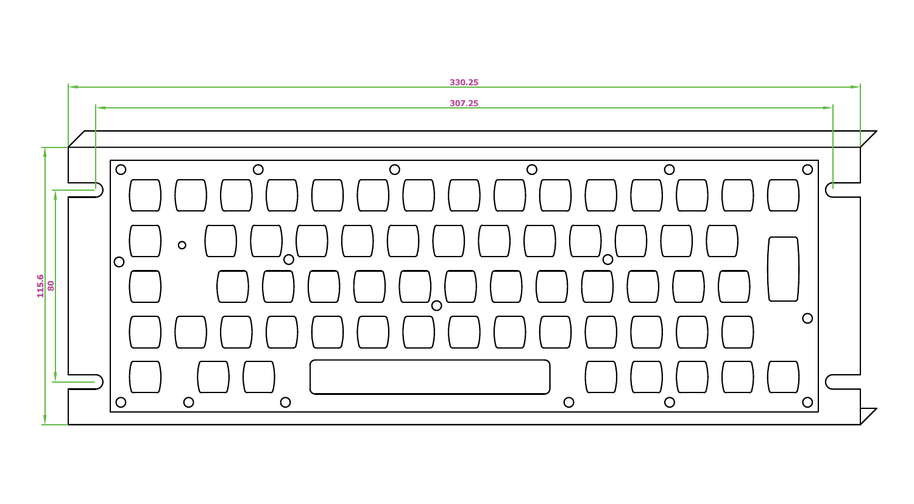330.25

307.25

115.6

80